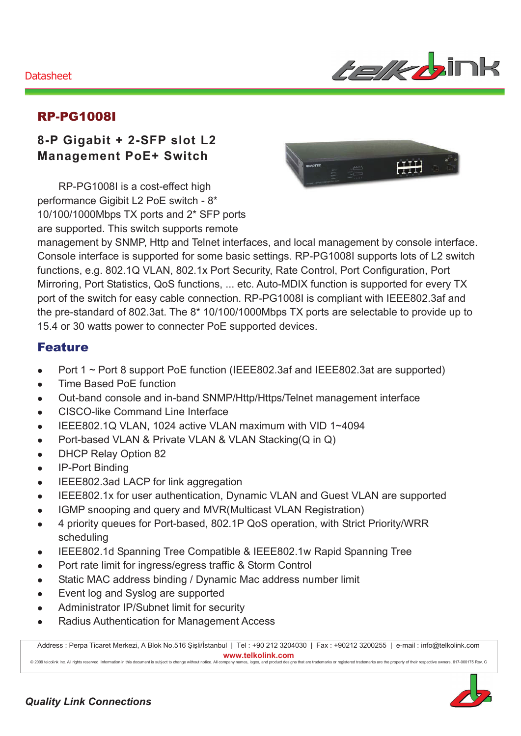Datasheet

# RP-PG1008I

## 8-P Gigabit + 2-SFP slot L2 Management PoE+ Switch

RP-PG1008I is a cost-effect high performance Gigibit L2 PoE switch - 8* 10/100/1000Mbps TX ports and 2* SFP ports are supported. This switch supports remote management by SNMP, Http and Telnet interfaces, and local management by console interface. Console interface is supported for some basic settings. RP-PG1008I supports lots of L2 switch functions, e.g. 802.1Q VLAN, 802.1x Port Security, Rate Control, Port Configuration, Port Mirroring, Port Statistics, QoS functions, ... etc. Auto-MDIX function is supported for every TX port of the switch for easy cable connection. RP-PG1008I is compliant with IEEE802.3af and the pre-standard of 802.3at. The 8* 10/100/1000Mbps TX ports are selectable to provide up to 15.4 or 30 watts power to connecter PoE supported devices.

## Feature

- Port 1 ~ Port 8 support PoE function (IEEE802.3af and IEEE802.3at are supported)
- Time Based PoE function
- Out-band console and in-band SNMP/Http/Https/Telnet management interface
- CISCO-like Command Line Interface
- IEEE802.1Q VLAN, 1024 active VLAN maximum with VID 1~4094
- Port-based VLAN & Private VLAN & VLAN Stacking(Q in Q)
- DHCP Relay Option 82
- IP-Port Binding
- IEEE802.3ad LACP for link aggregation
- IEEE802.1x for user authentication, Dynamic VLAN and Guest VLAN are supported
- IGMP snooping and query and MVR(Multicast VLAN Registration)
- 4 priority queues for Port-based, 802.1P QoS operation, with Strict Priority/WRR scheduling
- IEEE802.1d Spanning Tree Compatible & IEEE802.1w Rapid Spanning Tree
- Port rate limit for ingress/egress traffic & Storm Control
- Static MAC address binding / Dynamic Mac address number limit
- Event log and Syslog are supported
- Administrator IP/Subnet limit for security
- Radius Authentication for Management Access

Address : Perpa Ticaret Merkezi, A Blok No.516 Şişli/İstanbul | Tel : +90 212 3204030 | Fax : +90212 3200255 | e-mail : info@telkolink.com
www.telkolink.com
© 2009 telcolink Inc. All rights reserved. Information in this document is subject to change without notice. All company names, logos, and product designs that are trademarks or registered trademarks are the property of their respective owners. 617-000175 Rev. C

*Quality Link Connections*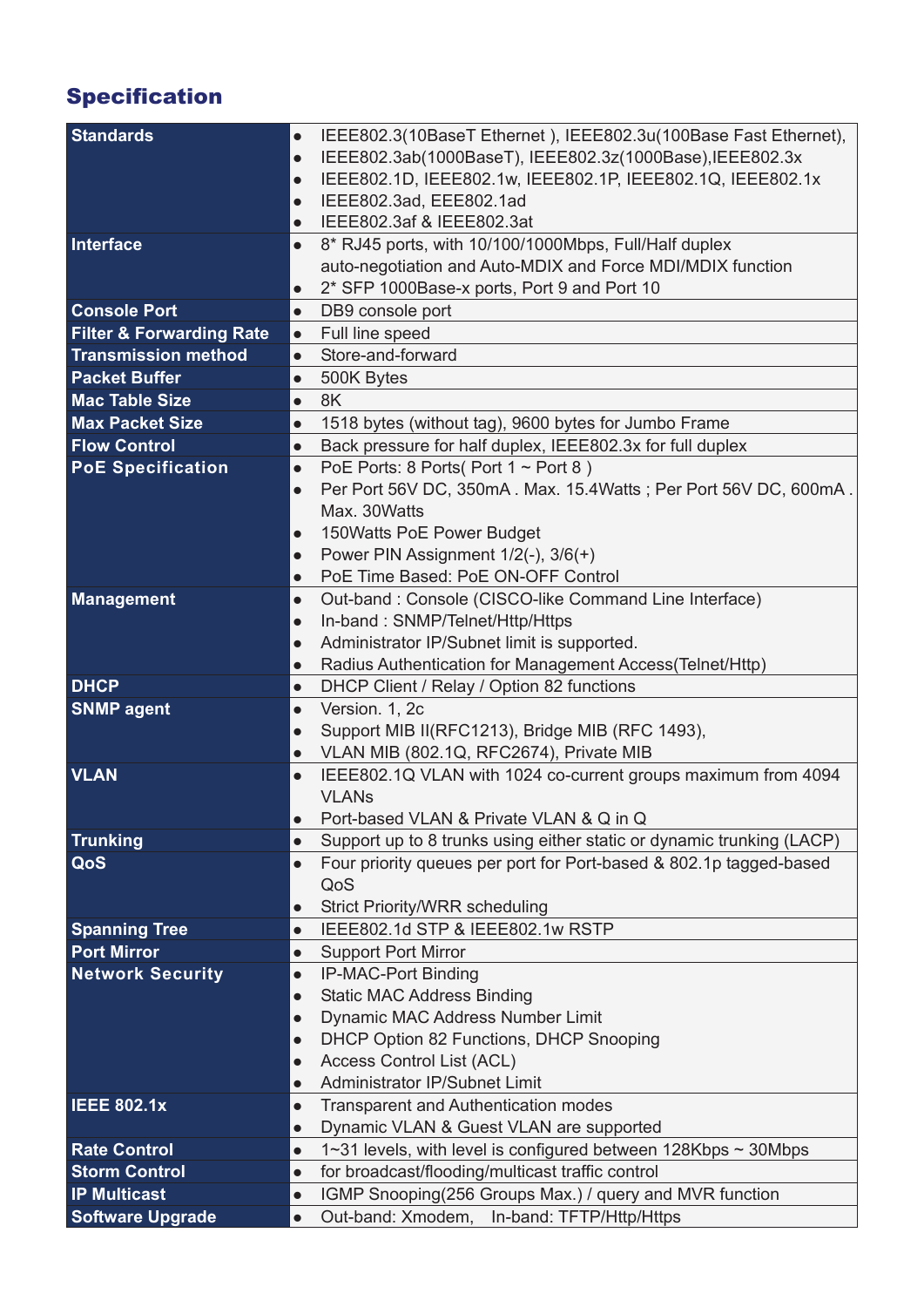## Specification

| | |
|---|---|
| **Standards** | • IEEE802.3(10BaseT Ethernet ), IEEE802.3u(100Base Fast Ethernet),<br>• IEEE802.3ab(1000BaseT), IEEE802.3z(1000Base),IEEE802.3x<br>• IEEE802.1D, IEEE802.1w, IEEE802.1P, IEEE802.1Q, IEEE802.1x<br>• IEEE802.3ad, EEE802.1ad<br>• IEEE802.3af & IEEE802.3at |
| **Interface** | • 8* RJ45 ports, with 10/100/1000Mbps, Full/Half duplex auto-negotiation and Auto-MDIX and Force MDI/MDIX function<br>• 2* SFP 1000Base-x ports, Port 9 and Port 10 |
| **Console Port** | • DB9 console port |
| **Filter & Forwarding Rate** | • Full line speed |
| **Transmission method** | • Store-and-forward |
| **Packet Buffer** | • 500K Bytes |
| **Mac Table Size** | • 8K |
| **Max Packet Size** | • 1518 bytes (without tag), 9600 bytes for Jumbo Frame |
| **Flow Control** | • Back pressure for half duplex, IEEE802.3x for full duplex |
| **PoE Specification** | • PoE Ports: 8 Ports( Port 1 ~ Port 8 )<br>• Per Port 56V DC, 350mA . Max. 15.4Watts ; Per Port 56V DC, 600mA . Max. 30Watts<br>• 150Watts PoE Power Budget<br>• Power PIN Assignment 1/2(-), 3/6(+)<br>• PoE Time Based: PoE ON-OFF Control |
| **Management** | • Out-band : Console (CISCO-like Command Line Interface)<br>• In-band : SNMP/Telnet/Http/Https<br>• Administrator IP/Subnet limit is supported.<br>• Radius Authentication for Management Access(Telnet/Http) |
| **DHCP** | • DHCP Client / Relay / Option 82 functions |
| **SNMP agent** | • Version. 1, 2c<br>• Support MIB II(RFC1213), Bridge MIB (RFC 1493),<br>• VLAN MIB (802.1Q, RFC2674), Private MIB |
| **VLAN** | • IEEE802.1Q VLAN with 1024 co-current groups maximum from 4094 VLANs<br>• Port-based VLAN & Private VLAN & Q in Q |
| **Trunking** | • Support up to 8 trunks using either static or dynamic trunking (LACP) |
| **QoS** | • Four priority queues per port for Port-based & 802.1p tagged-based QoS<br>• Strict Priority/WRR scheduling |
| **Spanning Tree** | • IEEE802.1d STP & IEEE802.1w RSTP |
| **Port Mirror** | • Support Port Mirror |
| **Network Security** | • IP-MAC-Port Binding<br>• Static MAC Address Binding<br>• Dynamic MAC Address Number Limit<br>• DHCP Option 82 Functions, DHCP Snooping<br>• Access Control List (ACL)<br>• Administrator IP/Subnet Limit |
| **IEEE 802.1x** | • Transparent and Authentication modes<br>• Dynamic VLAN & Guest VLAN are supported |
| **Rate Control** | • 1~31 levels, with level is configured between 128Kbps ~ 30Mbps |
| **Storm Control** | • for broadcast/flooding/multicast traffic control |
| **IP Multicast** | • IGMP Snooping(256 Groups Max.) / query and MVR function |
| **Software Upgrade** | • Out-band: Xmodem,   In-band: TFTP/Http/Https |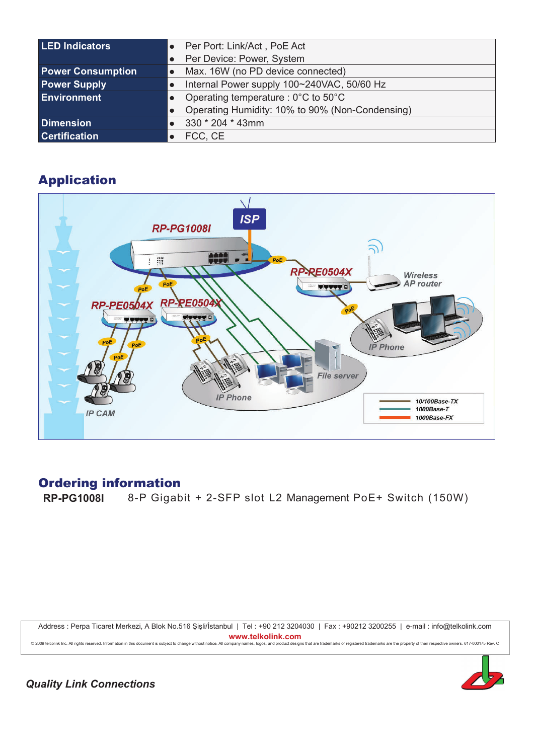| | |
|---|---|
| **LED Indicators** | • Per Port: Link/Act , PoE Act<br>• Per Device: Power, System |
| **Power Consumption** | • Max. 16W (no PD device connected) |
| **Power Supply** | • Internal Power supply 100~240VAC, 50/60 Hz |
| **Environment** | • Operating temperature : 0°C to 50°C<br>• Operating Humidity: 10% to 90% (Non-Condensing) |
| **Dimension** | • 330 * 204 * 43mm |
| **Certification** | • FCC, CE |

## Application

ISP

RP-PG1008I

RP-PE0504X

RP-PE0504X

RP-PE0504X

Wireless AP router

PoE

IP Phone

File server

IP CAM

10/100Base-TX
1000Base-T
1000Base-FX

## Ordering information

**RP-PG1008I** 8-P Gigabit + 2-SFP slot L2 Management PoE+ Switch (150W)

Address : Perpa Ticaret Merkezi, A Blok No.516 Şişli/İstanbul | Tel : +90 212 3204030 | Fax : +90212 3200255 | e-mail : info@telkolink.com
www.telkolink.com
© 2009 telcolink Inc. All rights reserved. Information in this document is subject to change without notice. All company names, logos, and product designs that are trademarks or registered trademarks are the property of their respective owners. 617-000175 Rev. C

*Quality Link Connections*